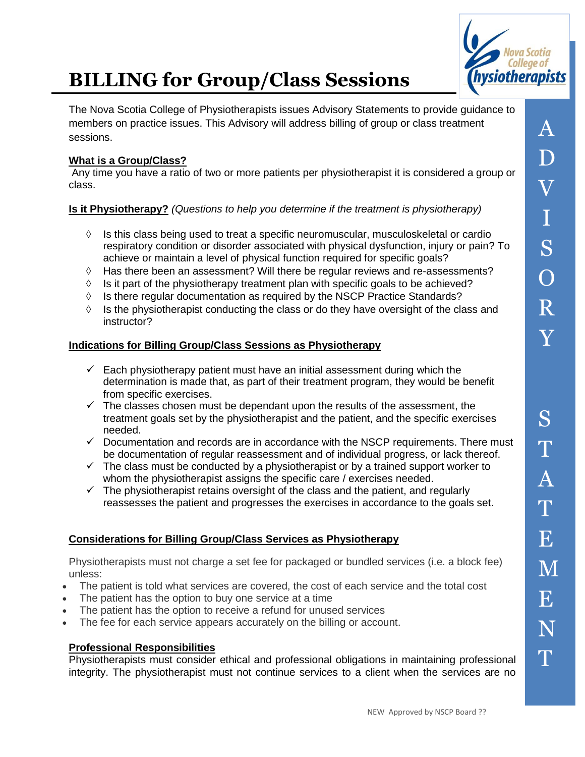# BILLING for Group/Class Sessions

The Nova Scotia College of Physiotherapists issues Advisory Statements to provide guidance to members on practice issues. This Advisory will address billing of group or class treatment sessions.

**What is a Group/Class?**

Any time you have a ratio of two or more patients per physiotherapist it is considered a group or class.

**Is it Physiotherapy?** *(Questions to help you determine if the treatment is physiotherapy)*

- ◊ Is this class being used to treat a specific neuromuscular, musculoskeletal or cardio respiratory condition or disorder associated with physical dysfunction, injury or pain? To achieve or maintain a level of physical function required for specific goals?
- ◊ Has there been an assessment? Will there be regular reviews and re-assessments?
- ◊ Is it part of the physiotherapy treatment plan with specific goals to be achieved?
- ◊ Is there regular documentation as required by the NSCP Practice Standards?
- ◊ Is the physiotherapist conducting the class or do they have oversight of the class and instructor?

**Indications for Billing Group/Class Sessions as Physiotherapy**

- ✓ Each physiotherapy patient must have an initial assessment during which the determination is made that, as part of their treatment program, they would be benefit from specific exercises.
- ✓ The classes chosen must be dependant upon the results of the assessment, the treatment goals set by the physiotherapist and the patient, and the specific exercises needed.
- ✓ Documentation and records are in accordance with the NSCP requirements. There must be documentation of regular reassessment and of individual progress, or lack thereof.
- ✓ The class must be conducted by a physiotherapist or by a trained support worker to whom the physiotherapist assigns the specific care / exercises needed.
- ✓ The physiotherapist retains oversight of the class and the patient, and regularly reassesses the patient and progresses the exercises in accordance to the goals set.

**Considerations for Billing Group/Class Services as Physiotherapy**

Physiotherapists must not charge a set fee for packaged or bundled services (i.e. a block fee) unless:

- The patient is told what services are covered, the cost of each service and the total cost
- The patient has the option to buy one service at a time
- The patient has the option to receive a refund for unused services
- The fee for each service appears accurately on the billing or account.

**Professional Responsibilities**

Physiotherapists must consider ethical and professional obligations in maintaining professional integrity. The physiotherapist must not continue services to a client when the services are no

NEW Approved by NSCP Board ??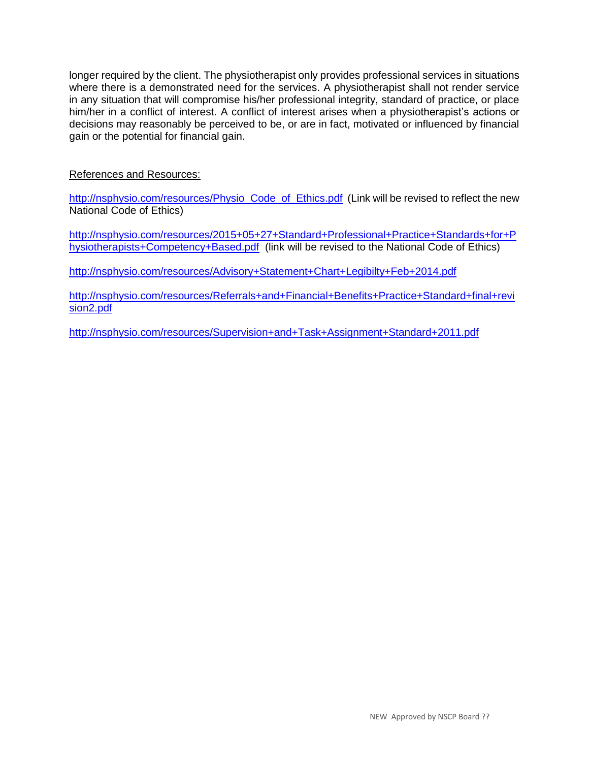longer required by the client. The physiotherapist only provides professional services in situations where there is a demonstrated need for the services. A physiotherapist shall not render service in any situation that will compromise his/her professional integrity, standard of practice, or place him/her in a conflict of interest. A conflict of interest arises when a physiotherapist's actions or decisions may reasonably be perceived to be, or are in fact, motivated or influenced by financial gain or the potential for financial gain.

References and Resources:

http://nsphysio.com/resources/Physio_Code_of_Ethics.pdf (Link will be revised to reflect the new National Code of Ethics)

http://nsphysio.com/resources/2015+05+27+Standard+Professional+Practice+Standards+for+Physiotherapists+Competency+Based.pdf (link will be revised to the National Code of Ethics)

http://nsphysio.com/resources/Advisory+Statement+Chart+Legibilty+Feb+2014.pdf

http://nsphysio.com/resources/Referrals+and+Financial+Benefits+Practice+Standard+final+revision2.pdf

http://nsphysio.com/resources/Supervision+and+Task+Assignment+Standard+2011.pdf

NEW Approved by NSCP Board ??